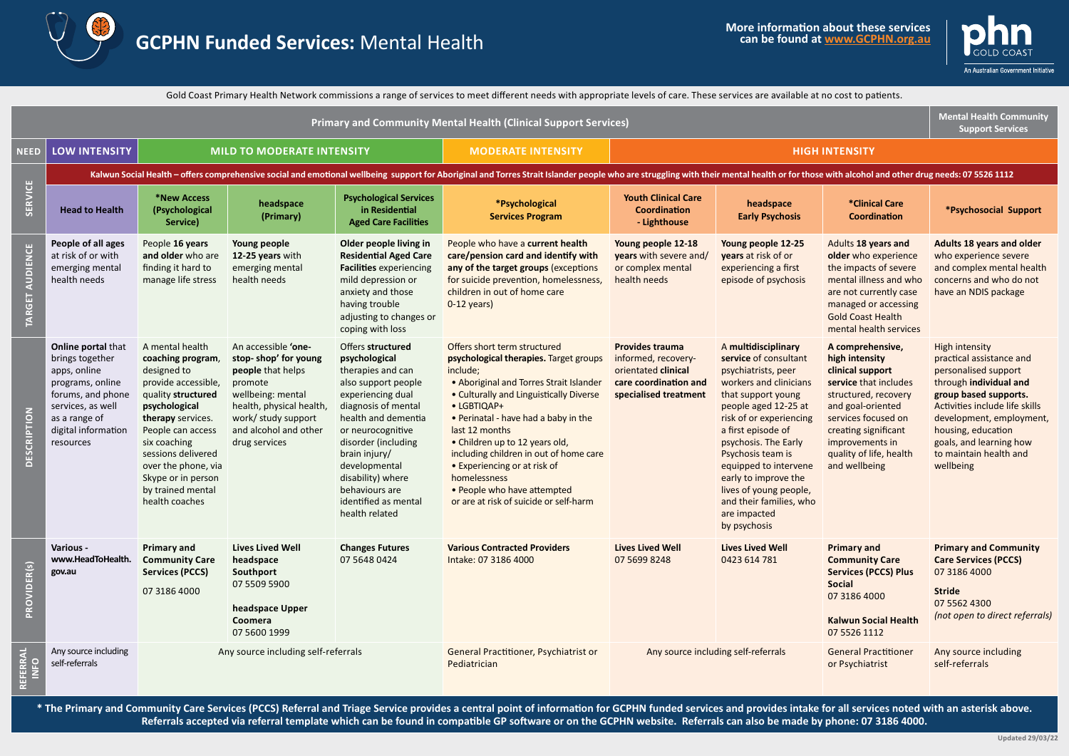# GCPHN Funded Services: Mental Health

More information about these services can be found at www.GCPHN.org.au

Gold Coast Primary Health Network commissions a range of services to meet different needs with appropriate levels of care. These services are available at no cost to patients.

| | Primary and Community Mental Health (Clinical Support Services) | | | | | | | | Mental Health Community Support Services |
|---|---|---|---|---|---|---|---|---|---|
| **NEED** | **LOW INTENSITY** | **MILD TO MODERATE INTENSITY** | | | **MODERATE INTENSITY** | **HIGH INTENSITY** | | | |
| | **Kalwun Social Health – offers comprehensive social and emotional wellbeing support for Aboriginal and Torres Strait Islander people who are struggling with their mental health or for those with alcohol and other drug needs: 07 5526 1112** | | | | | | | | |
| **SERVICE** | **Head to Health** | ***New Access (Psychological Service)** | **headspace (Primary)** | **Psychological Services in Residential Aged Care Facilities** | ***Psychological Services Program** | **Youth Clinical Care Coordination - Lighthouse** | **headspace Early Psychosis** | ***Clinical Care Coordination** | ***Psychosocial Support** |
| **TARGET AUDIENCE** | **People of all ages** at risk of or with emerging mental health needs | People **16 years and older** who are finding it hard to manage life stress | **Young people 12-25 years** with emerging mental health needs | **Older people living in Residential Aged Care Facilities** experiencing mild depression or anxiety and those having trouble adjusting to changes or coping with loss | People who have a **current health care/pension card and identify with any of the target groups** (exceptions for suicide prevention, homelessness, children in out of home care 0-12 years) | **Young people 12-18 years** with severe and/ or complex mental health needs | **Young people 12-25 years** at risk of or experiencing a first episode of psychosis | Adults **18 years and older** who experience the impacts of severe mental illness and who are not currently case managed or accessing Gold Coast Health mental health services | **Adults 18 years and older** who experience severe and complex mental health concerns and who do not have an NDIS package |
| **DESCRIPTION** | **Online portal** that brings together apps, online programs, online forums, and phone services, as well as a range of digital information resources | A mental health **coaching program**, designed to provide accessible, quality **structured psychological therapy** services. People can access six coaching sessions delivered over the phone, via Skype or in person by trained mental health coaches | An accessible **'one-stop- shop' for young people** that helps promote wellbeing: mental health, physical health, work/ study support and alcohol and other drug services | Offers **structured psychological** therapies and can also support people experiencing dual diagnosis of mental health and dementia or neurocognitive disorder (including brain injury/ developmental disability) where behaviours are identified as mental health related | Offers short term structured **psychological therapies.** Target groups include; • Aboriginal and Torres Strait Islander • Culturally and Linguistically Diverse • LGBTIQAP+ • Perinatal - have had a baby in the last 12 months • Children up to 12 years old, including children in out of home care • Experiencing or at risk of homelessness • People who have attempted or are at risk of suicide or self-harm | **Provides trauma** informed, recovery-orientated **clinical care coordination and specialised treatment** | A **multidisciplinary service** of consultant psychiatrists, peer workers and clinicians that support young people aged 12-25 at risk of or experiencing a first episode of psychosis. The Early Psychosis team is equipped to intervene early to improve the lives of young people, and their families, who are impacted by psychosis | **A comprehensive, high intensity clinical support service** that includes structured, recovery and goal-oriented services focused on creating significant improvements in quality of life, health and wellbeing | High intensity practical assistance and personalised support through **individual and group based supports.** Activities include life skills development, employment, housing, education goals, and learning how to maintain health and wellbeing |
| **PROVIDER(s)** | **Various - www.HeadToHealth.gov.au** | **Primary and Community Care Services (PCCS)** 07 3186 4000 | **Lives Lived Well headspace Southport** 07 5509 5900 **headspace Upper Coomera** 07 5600 1999 | **Changes Futures** 07 5648 0424 | **Various Contracted Providers** Intake: 07 3186 4000 | **Lives Lived Well** 07 5699 8248 | **Lives Lived Well** 0423 614 781 | **Primary and Community Care Services (PCCS) Plus Social** 07 3186 4000 **Kalwun Social Health** 07 5526 1112 | **Primary and Community Care Services (PCCS)** 07 3186 4000 **Stride** 07 5562 4300 *(not open to direct referrals)* |
| **REFERRAL INFO** | Any source including self-referrals | Any source including self-referrals | | | General Practitioner, Psychiatrist or Pediatrician | Any source including self-referrals | | General Practitioner or Psychiatrist | Any source including self-referrals |

**\* The Primary and Community Care Services (PCCS) Referral and Triage Service provides a central point of information for GCPHN funded services and provides intake for all services noted with an asterisk above. Referrals accepted via referral template which can be found in compatible GP software or on the GCPHN website. Referrals can also be made by phone: 07 3186 4000.**

Updated 29/03/22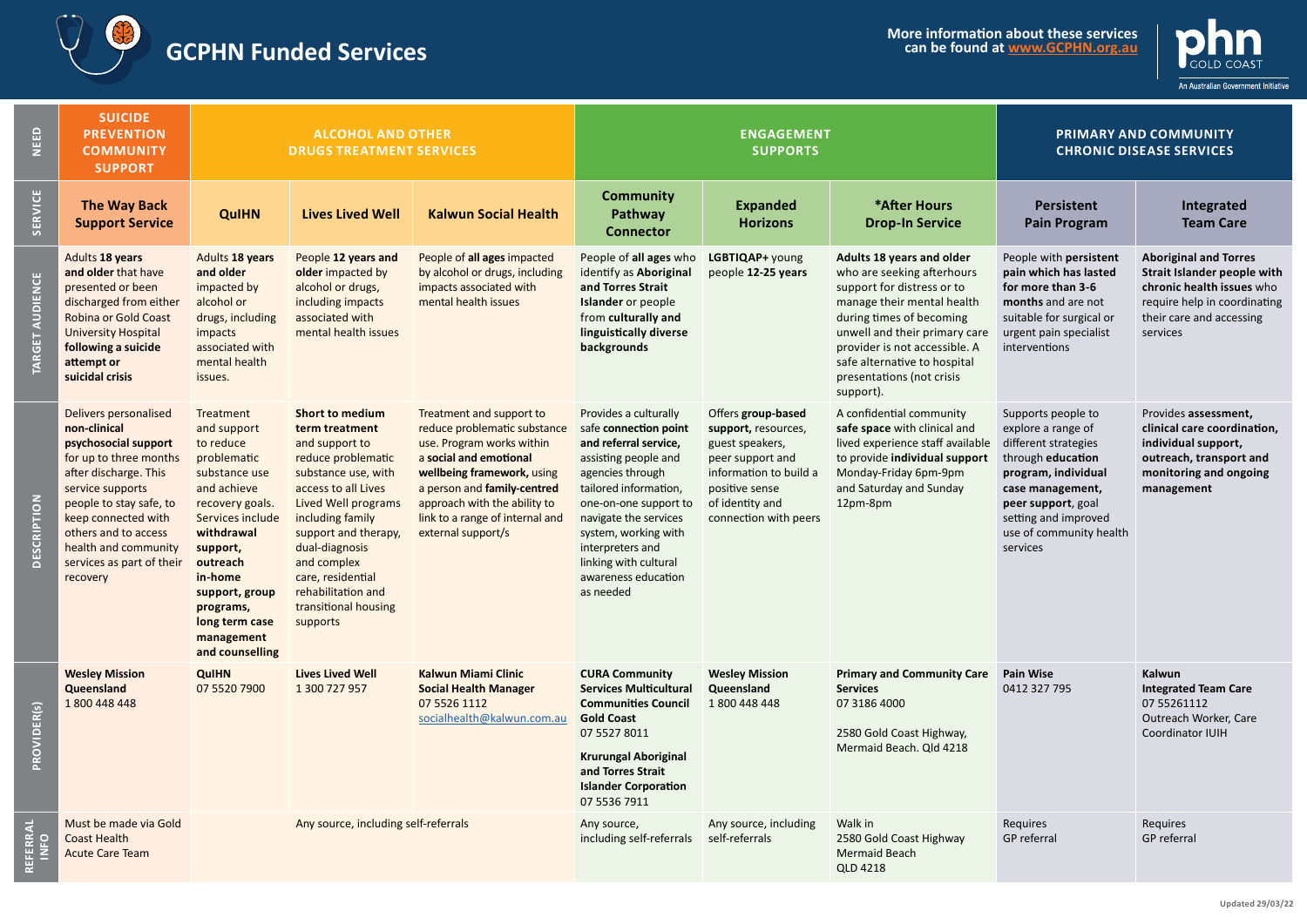# GCPHN Funded Services

More information about these services can be found at www.GCPHN.org.au

| NEED | SUICIDE PREVENTION COMMUNITY SUPPORT | ALCOHOL AND OTHER DRUGS TREATMENT SERVICES | | | ENGAGEMENT SUPPORTS | | | PRIMARY AND COMMUNITY CHRONIC DISEASE SERVICES | |
|---|---|---|---|---|---|---|---|---|---|
| **SERVICE** | **The Way Back Support Service** | **QuIHN** | **Lives Lived Well** | **Kalwun Social Health** | **Community Pathway Connector** | **Expanded Horizons** | **\*After Hours Drop-In Service** | **Persistent Pain Program** | **Integrated Team Care** |
| **TARGET AUDIENCE** | Adults **18 years and older** that have presented or been discharged from either Robina or Gold Coast University Hospital **following a suicide attempt or suicidal crisis** | Adults **18 years and older** impacted by alcohol or drugs, including impacts associated with mental health issues. | People **12 years and older** impacted by alcohol or drugs, including impacts associated with mental health issues | People of **all ages** impacted by alcohol or drugs, including impacts associated with mental health issues | People of **all ages** who identify as **Aboriginal and Torres Strait Islander** or people from **culturally and linguistically diverse backgrounds** | **LGBTIQAP+** young people **12-25 years** | **Adults 18 years and older** who are seeking afterhours support for distress or to manage their mental health during times of becoming unwell and their primary care provider is not accessible. A safe alternative to hospital presentations (not crisis support). | People with **persistent pain which has lasted for more than 3-6 months** and are not suitable for surgical or urgent pain specialist interventions | **Aboriginal and Torres Strait Islander people with chronic health issues** who require help in coordinating their care and accessing services |
| **DESCRIPTION** | Delivers personalised **non-clinical psychosocial support** for up to three months after discharge. This service supports people to stay safe, to keep connected with others and to access health and community services as part of their recovery | Treatment and support to reduce problematic substance use and achieve recovery goals. Services include **withdrawal support, outreach in-home support, group programs, long term case management and counselling** | **Short to medium term treatment** and support to reduce problematic substance use, with access to all Lives Lived Well programs including family support and therapy, dual-diagnosis and complex care, residential rehabilitation and transitional housing supports | Treatment and support to reduce problematic substance use. Program works within a **social and emotional wellbeing framework,** using a person and **family-centred** approach with the ability to link to a range of internal and external support/s | Provides a culturally safe **connection point and referral service,** assisting people and agencies through tailored information, one-on-one support to navigate the services system, working with interpreters and linking with cultural awareness education as needed | Offers **group-based support,** resources, guest speakers, peer support and information to build a positive sense of identity and connection with peers | A confidential community **safe space** with clinical and lived experience staff available to provide **individual support** Monday-Friday 6pm-9pm and Saturday and Sunday 12pm-8pm | Supports people to explore a range of different strategies through **education program, individual case management, peer support**, goal setting and improved use of community health services | Provides **assessment, clinical care coordination, individual support, outreach, transport and monitoring and ongoing management** |
| **PROVIDER(s)** | **Wesley Mission Queensland** 1 800 448 448 | **QuIHN** 07 5520 7900 | **Lives Lived Well** 1 300 727 957 | **Kalwun Miami Clinic Social Health Manager** 07 5526 1112 socialhealth@kalwun.com.au | **CURA Community Services Multicultural Communities Council Gold Coast** 07 5527 8011 **Krurungal Aboriginal and Torres Strait Islander Corporation** 07 5536 7911 | **Wesley Mission Queensland** 1 800 448 448 | **Primary and Community Care Services** 07 3186 4000 2580 Gold Coast Highway, Mermaid Beach. Qld 4218 | **Pain Wise** 0412 327 795 | **Kalwun Integrated Team Care** 07 55261112 Outreach Worker, Care Coordinator IUIH |
| **REFERRAL INFO** | Must be made via Gold Coast Health Acute Care Team | Any source, including self-referrals | | | Any source, including self-referrals | Any source, including self-referrals | Walk in 2580 Gold Coast Highway Mermaid Beach QLD 4218 | Requires GP referral | Requires GP referral |

Updated 29/03/22